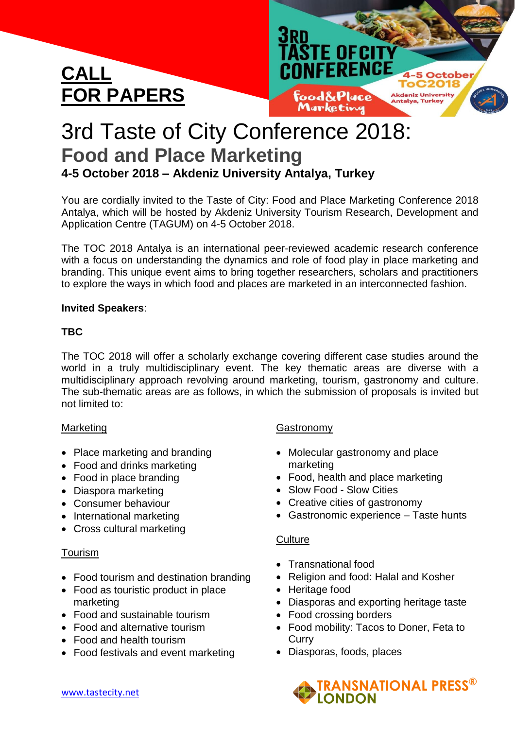# CALL FOR PAPERS

# 3rd Taste of City Conference 2018:

## Food and Place Marketing

### 4-5 October 2018 – Akdeniz University Antalya, Turkey

You are cordially invited to the Taste of City: Food and Place Marketing Conference 2018 Antalya, which will be hosted by Akdeniz University Tourism Research, Development and Application Centre (TAGUM) on 4-5 October 2018.

The TOC 2018 Antalya is an international peer-reviewed academic research conference with a focus on understanding the dynamics and role of food play in place marketing and branding. This unique event aims to bring together researchers, scholars and practitioners to explore the ways in which food and places are marketed in an interconnected fashion.

**Invited Speakers**:

**TBC**

The TOC 2018 will offer a scholarly exchange covering different case studies around the world in a truly multidisciplinary event. The key thematic areas are diverse with a multidisciplinary approach revolving around marketing, tourism, gastronomy and culture. The sub-thematic areas are as follows, in which the submission of proposals is invited but not limited to:

Marketing

- Place marketing and branding
- Food and drinks marketing
- Food in place branding
- Diaspora marketing
- Consumer behaviour
- International marketing
- Cross cultural marketing

Tourism

- Food tourism and destination branding
- Food as touristic product in place marketing
- Food and sustainable tourism
- Food and alternative tourism
- Food and health tourism
- Food festivals and event marketing

Gastronomy

- Molecular gastronomy and place marketing
- Food, health and place marketing
- Slow Food - Slow Cities
- Creative cities of gastronomy
- Gastronomic experience – Taste hunts

Culture

- Transnational food
- Religion and food: Halal and Kosher
- Heritage food
- Diasporas and exporting heritage taste
- Food crossing borders
- Food mobility: Tacos to Doner, Feta to Curry
- Diasporas, foods, places

www.tastecity.net

TRANSNATIONAL PRESS® LONDON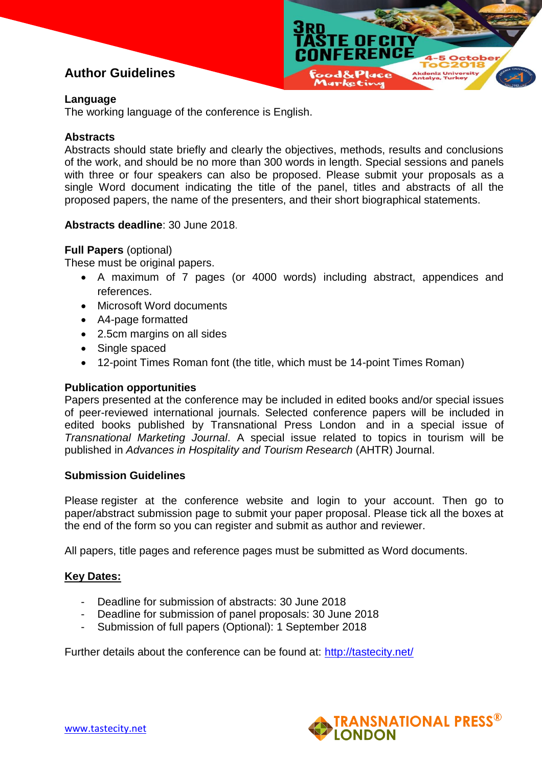## Author Guidelines

### Language

The working language of the conference is English.

### Abstracts

Abstracts should state briefly and clearly the objectives, methods, results and conclusions of the work, and should be no more than 300 words in length. Special sessions and panels with three or four speakers can also be proposed. Please submit your proposals as a single Word document indicating the title of the panel, titles and abstracts of all the proposed papers, the name of the presenters, and their short biographical statements.

**Abstracts deadline**: 30 June 2018.

**Full Papers** (optional)

These must be original papers.

- A maximum of 7 pages (or 4000 words) including abstract, appendices and references.
- Microsoft Word documents
- A4-page formatted
- 2.5cm margins on all sides
- Single spaced
- 12-point Times Roman font (the title, which must be 14-point Times Roman)

### Publication opportunities

Papers presented at the conference may be included in edited books and/or special issues of peer-reviewed international journals. Selected conference papers will be included in edited books published by Transnational Press London and in a special issue of *Transnational Marketing Journal*. A special issue related to topics in tourism will be published in *Advances in Hospitality and Tourism Research* (AHTR) Journal.

### Submission Guidelines

Please register at the conference website and login to your account. Then go to paper/abstract submission page to submit your paper proposal. Please tick all the boxes at the end of the form so you can register and submit as author and reviewer.

All papers, title pages and reference pages must be submitted as Word documents.

**Key Dates:**

- Deadline for submission of abstracts: 30 June 2018
- Deadline for submission of panel proposals: 30 June 2018
- Submission of full papers (Optional): 1 September 2018

Further details about the conference can be found at: http://tastecity.net/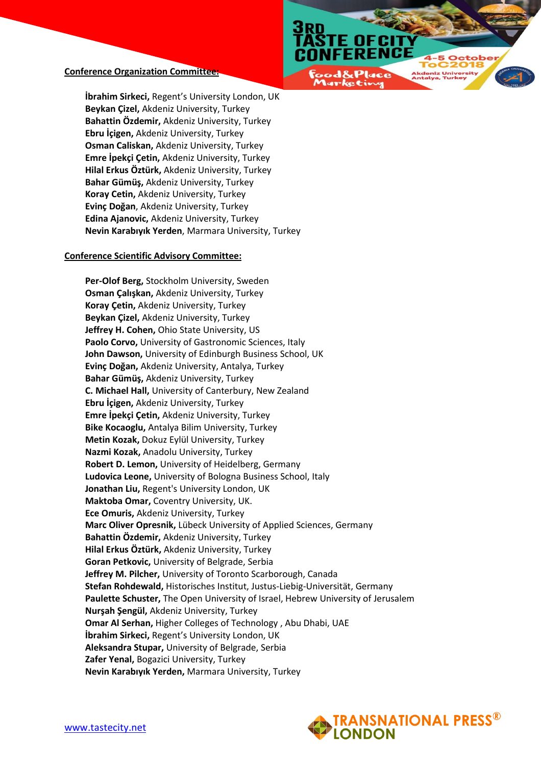**Conference Organization Committee:**

**İbrahim Sirkeci,** Regent's University London, UK
**Beykan Çizel,** Akdeniz University, Turkey
**Bahattin Özdemir,** Akdeniz University, Turkey
**Ebru İçigen,** Akdeniz University, Turkey
**Osman Caliskan,** Akdeniz University, Turkey
**Emre İpekçi Çetin,** Akdeniz University, Turkey
**Hilal Erkus Öztürk,** Akdeniz University, Turkey
**Bahar Gümüş,** Akdeniz University, Turkey
**Koray Cetin,** Akdeniz University, Turkey
**Evinç Doğan**, Akdeniz University, Turkey
**Edina Ajanovic,** Akdeniz University, Turkey
**Nevin Karabıyık Yerden**, Marmara University, Turkey

**Conference Scientific Advisory Committee:**

**Per-Olof Berg,** Stockholm University, Sweden
**Osman Çalışkan,** Akdeniz University, Turkey
**Koray Çetin,** Akdeniz University, Turkey
**Beykan Çizel,** Akdeniz University, Turkey
**Jeffrey H. Cohen,** Ohio State University, US
**Paolo Corvo,** University of Gastronomic Sciences, Italy
**John Dawson,** University of Edinburgh Business School, UK
**Evinç Doğan,** Akdeniz University, Antalya, Turkey
**Bahar Gümüş,** Akdeniz University, Turkey
**C. Michael Hall,** University of Canterbury, New Zealand
**Ebru İçigen,** Akdeniz University, Turkey
**Emre İpekçi Çetin,** Akdeniz University, Turkey
**Bike Kocaoglu,** Antalya Bilim University, Turkey
**Metin Kozak,** Dokuz Eylül University, Turkey
**Nazmi Kozak,** Anadolu University, Turkey
**Robert D. Lemon,** University of Heidelberg, Germany
**Ludovica Leone,** University of Bologna Business School, Italy
**Jonathan Liu,** Regent's University London, UK
**Maktoba Omar,** Coventry University, UK.
**Ece Omuris,** Akdeniz University, Turkey
**Marc Oliver Opresnik,** Lübeck University of Applied Sciences, Germany
**Bahattin Özdemir,** Akdeniz University, Turkey
**Hilal Erkus Öztürk,** Akdeniz University, Turkey
**Goran Petkovic,** University of Belgrade, Serbia
**Jeffrey M. Pilcher,** University of Toronto Scarborough, Canada
**Stefan Rohdewald,** Historisches Institut, Justus-Liebig-Universität, Germany
**Paulette Schuster,** The Open University of Israel, Hebrew University of Jerusalem
**Nurşah Şengül,** Akdeniz University, Turkey
**Omar Al Serhan,** Higher Colleges of Technology , Abu Dhabi, UAE
**İbrahim Sirkeci,** Regent's University London, UK
**Aleksandra Stupar,** University of Belgrade, Serbia
**Zafer Yenal,** Bogazici University, Turkey
**Nevin Karabıyık Yerden,** Marmara University, Turkey